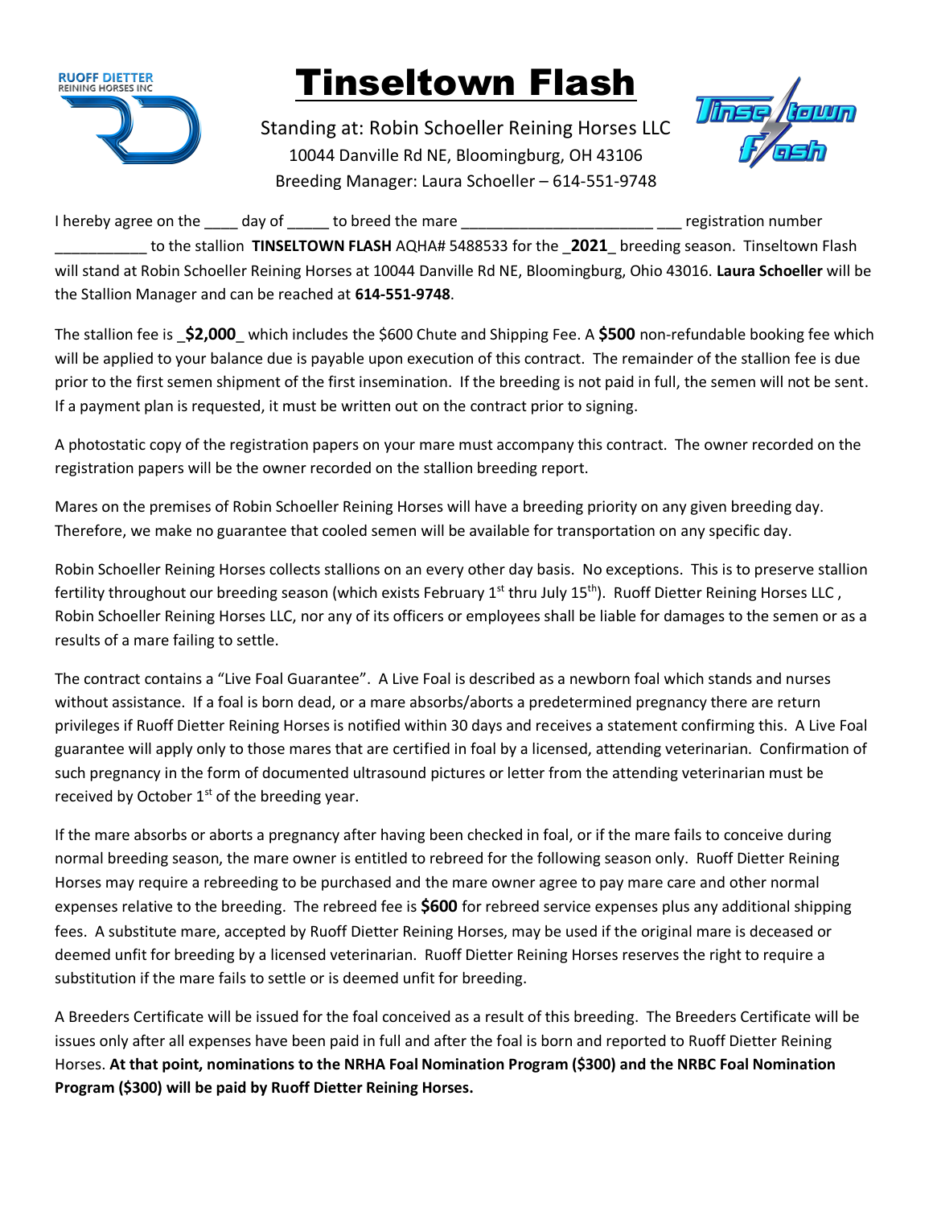RUOFF DIETTER REINING HORSES INC

# Tinseltown Flash

Standing at: Robin Schoeller Reining Horses LLC
10044 Danville Rd NE, Bloomingburg, OH 43106
Breeding Manager: Laura Schoeller – 614-551-9748

I hereby agree on the ____ day of _____ to breed the mare ______________________ ___ registration number ___________ to the stallion **TINSELTOWN FLASH** AQHA# 5488533 for the _**2021**_ breeding season. Tinseltown Flash will stand at Robin Schoeller Reining Horses at 10044 Danville Rd NE, Bloomingburg, Ohio 43016. **Laura Schoeller** will be the Stallion Manager and can be reached at **614-551-9748**.

The stallion fee is _**$2,000**_ which includes the $600 Chute and Shipping Fee. A **$500** non-refundable booking fee which will be applied to your balance due is payable upon execution of this contract. The remainder of the stallion fee is due prior to the first semen shipment of the first insemination. If the breeding is not paid in full, the semen will not be sent. If a payment plan is requested, it must be written out on the contract prior to signing.

A photostatic copy of the registration papers on your mare must accompany this contract. The owner recorded on the registration papers will be the owner recorded on the stallion breeding report.

Mares on the premises of Robin Schoeller Reining Horses will have a breeding priority on any given breeding day. Therefore, we make no guarantee that cooled semen will be available for transportation on any specific day.

Robin Schoeller Reining Horses collects stallions on an every other day basis. No exceptions. This is to preserve stallion fertility throughout our breeding season (which exists February 1st thru July 15th). Ruoff Dietter Reining Horses LLC , Robin Schoeller Reining Horses LLC, nor any of its officers or employees shall be liable for damages to the semen or as a results of a mare failing to settle.

The contract contains a "Live Foal Guarantee". A Live Foal is described as a newborn foal which stands and nurses without assistance. If a foal is born dead, or a mare absorbs/aborts a predetermined pregnancy there are return privileges if Ruoff Dietter Reining Horses is notified within 30 days and receives a statement confirming this. A Live Foal guarantee will apply only to those mares that are certified in foal by a licensed, attending veterinarian. Confirmation of such pregnancy in the form of documented ultrasound pictures or letter from the attending veterinarian must be received by October 1st of the breeding year.

If the mare absorbs or aborts a pregnancy after having been checked in foal, or if the mare fails to conceive during normal breeding season, the mare owner is entitled to rebreed for the following season only. Ruoff Dietter Reining Horses may require a rebreeding to be purchased and the mare owner agree to pay mare care and other normal expenses relative to the breeding. The rebreed fee is **$600** for rebreed service expenses plus any additional shipping fees. A substitute mare, accepted by Ruoff Dietter Reining Horses, may be used if the original mare is deceased or deemed unfit for breeding by a licensed veterinarian. Ruoff Dietter Reining Horses reserves the right to require a substitution if the mare fails to settle or is deemed unfit for breeding.

A Breeders Certificate will be issued for the foal conceived as a result of this breeding. The Breeders Certificate will be issues only after all expenses have been paid in full and after the foal is born and reported to Ruoff Dietter Reining Horses. **At that point, nominations to the NRHA Foal Nomination Program ($300) and the NRBC Foal Nomination Program ($300) will be paid by Ruoff Dietter Reining Horses.**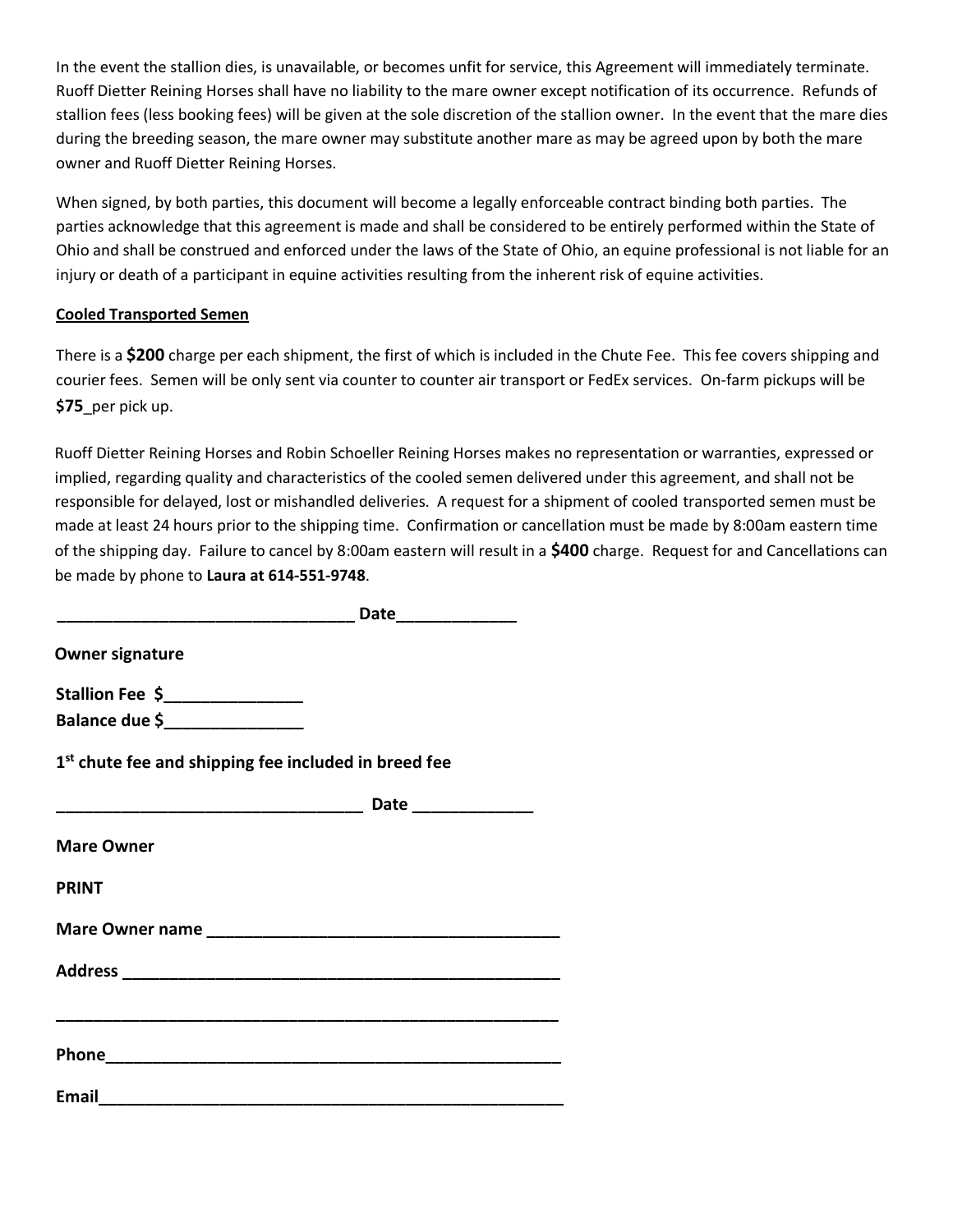In the event the stallion dies, is unavailable, or becomes unfit for service, this Agreement will immediately terminate. Ruoff Dietter Reining Horses shall have no liability to the mare owner except notification of its occurrence. Refunds of stallion fees (less booking fees) will be given at the sole discretion of the stallion owner. In the event that the mare dies during the breeding season, the mare owner may substitute another mare as may be agreed upon by both the mare owner and Ruoff Dietter Reining Horses.

When signed, by both parties, this document will become a legally enforceable contract binding both parties. The parties acknowledge that this agreement is made and shall be considered to be entirely performed within the State of Ohio and shall be construed and enforced under the laws of the State of Ohio, an equine professional is not liable for an injury or death of a participant in equine activities resulting from the inherent risk of equine activities.

**Cooled Transported Semen**

There is a **$200** charge per each shipment, the first of which is included in the Chute Fee. This fee covers shipping and courier fees. Semen will be only sent via counter to counter air transport or FedEx services. On-farm pickups will be **$75**_per pick up.

Ruoff Dietter Reining Horses and Robin Schoeller Reining Horses makes no representation or warranties, expressed or implied, regarding quality and characteristics of the cooled semen delivered under this agreement, and shall not be responsible for delayed, lost or mishandled deliveries. A request for a shipment of cooled transported semen must be made at least 24 hours prior to the shipping time. Confirmation or cancellation must be made by 8:00am eastern time of the shipping day. Failure to cancel by 8:00am eastern will result in a **$400** charge. Request for and Cancellations can be made by phone to **Laura at 614-551-9748**.

**_________________________________ Date_____________**

**Owner signature**

**Stallion Fee $_______________**
**Balance due $_______________**

**1st chute fee and shipping fee included in breed fee**

**__________________________________ Date _____________**

**Mare Owner**

**PRINT**

**Mare Owner name _______________________________________**

**Address _______________________________________________**

**_______________________________________________________**

**Phone_________________________________________________**

**Email__________________________________________________**